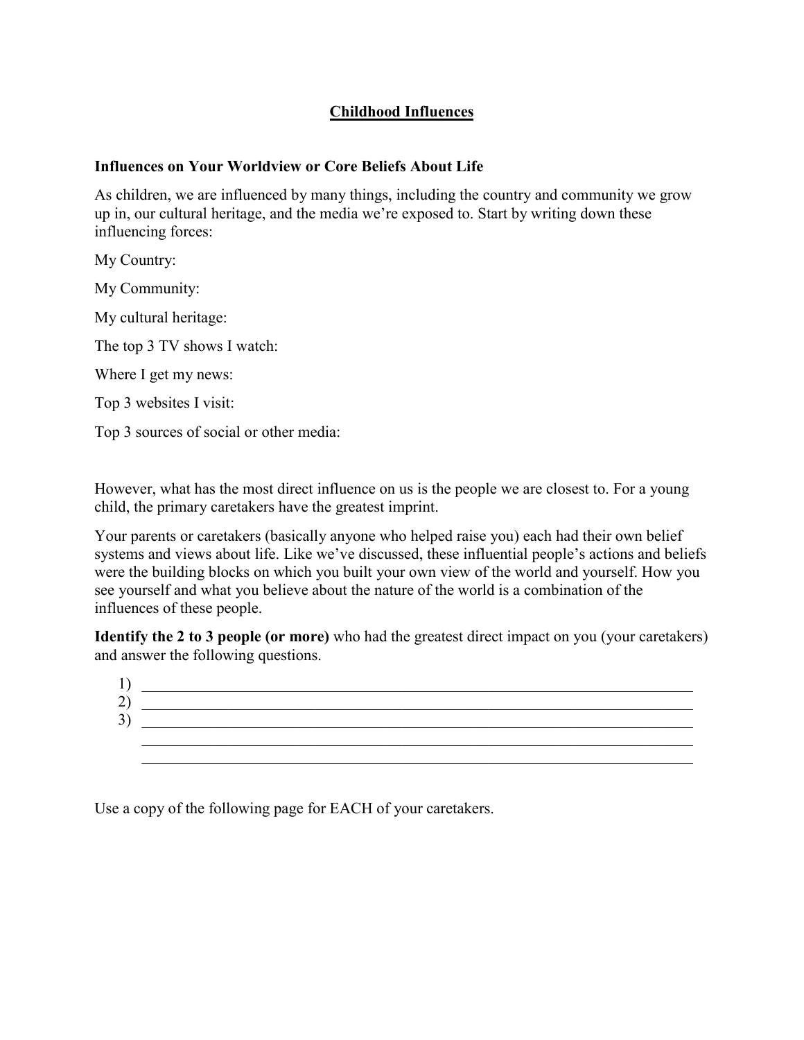# Childhood Influences

## Influences on Your Worldview or Core Beliefs About Life

As children, we are influenced by many things, including the country and community we grow up in, our cultural heritage, and the media we're exposed to. Start by writing down these influencing forces:

My Country:

My Community:

My cultural heritage:

The top 3 TV shows I watch:

Where I get my news:

Top 3 websites I visit:

Top 3 sources of social or other media:

However, what has the most direct influence on us is the people we are closest to. For a young child, the primary caretakers have the greatest imprint.

Your parents or caretakers (basically anyone who helped raise you) each had their own belief systems and views about life. Like we've discussed, these influential people's actions and beliefs were the building blocks on which you built your own view of the world and yourself. How you see yourself and what you believe about the nature of the world is a combination of the influences of these people.

**Identify the 2 to 3 people (or more)** who had the greatest direct impact on you (your caretakers) and answer the following questions.

1) ______________________________________________________________________
2) ______________________________________________________________________
3) ______________________________________________________________________

______________________________________________________________________

______________________________________________________________________

Use a copy of the following page for EACH of your caretakers.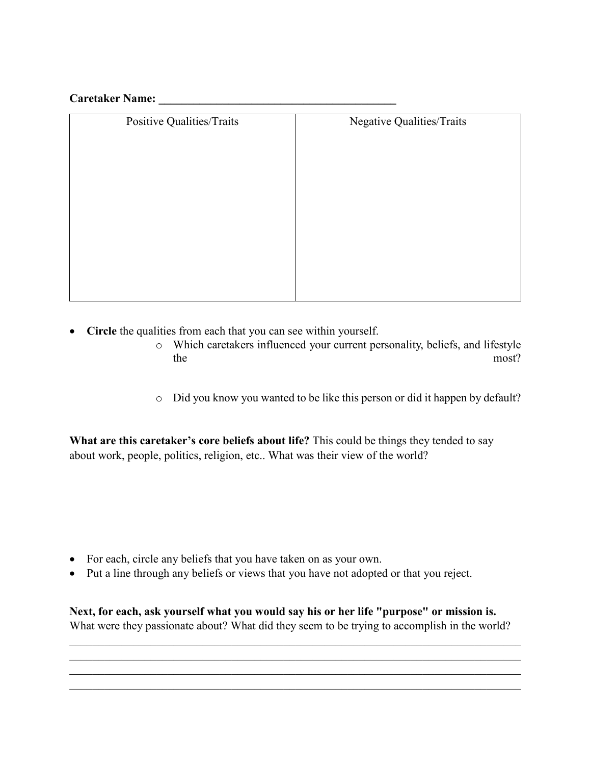**Caretaker Name:** ___________________________________________

| Positive Qualities/Traits | Negative Qualities/Traits |
| --- | --- |
| | |

- **Circle** the qualities from each that you can see within yourself.
    - Which caretakers influenced your current personality, beliefs, and lifestyle the most?
    - Did you know you wanted to be like this person or did it happen by default?

**What are this caretaker's core beliefs about life?** This could be things they tended to say about work, people, politics, religion, etc.. What was their view of the world?

- For each, circle any beliefs that you have taken on as your own.
- Put a line through any beliefs or views that you have not adopted or that you reject.

**Next, for each, ask yourself what you would say his or her life "purpose" or mission is.** What were they passionate about? What did they seem to be trying to accomplish in the world?

_____________________________________________________________________________________
_____________________________________________________________________________________
_____________________________________________________________________________________
_____________________________________________________________________________________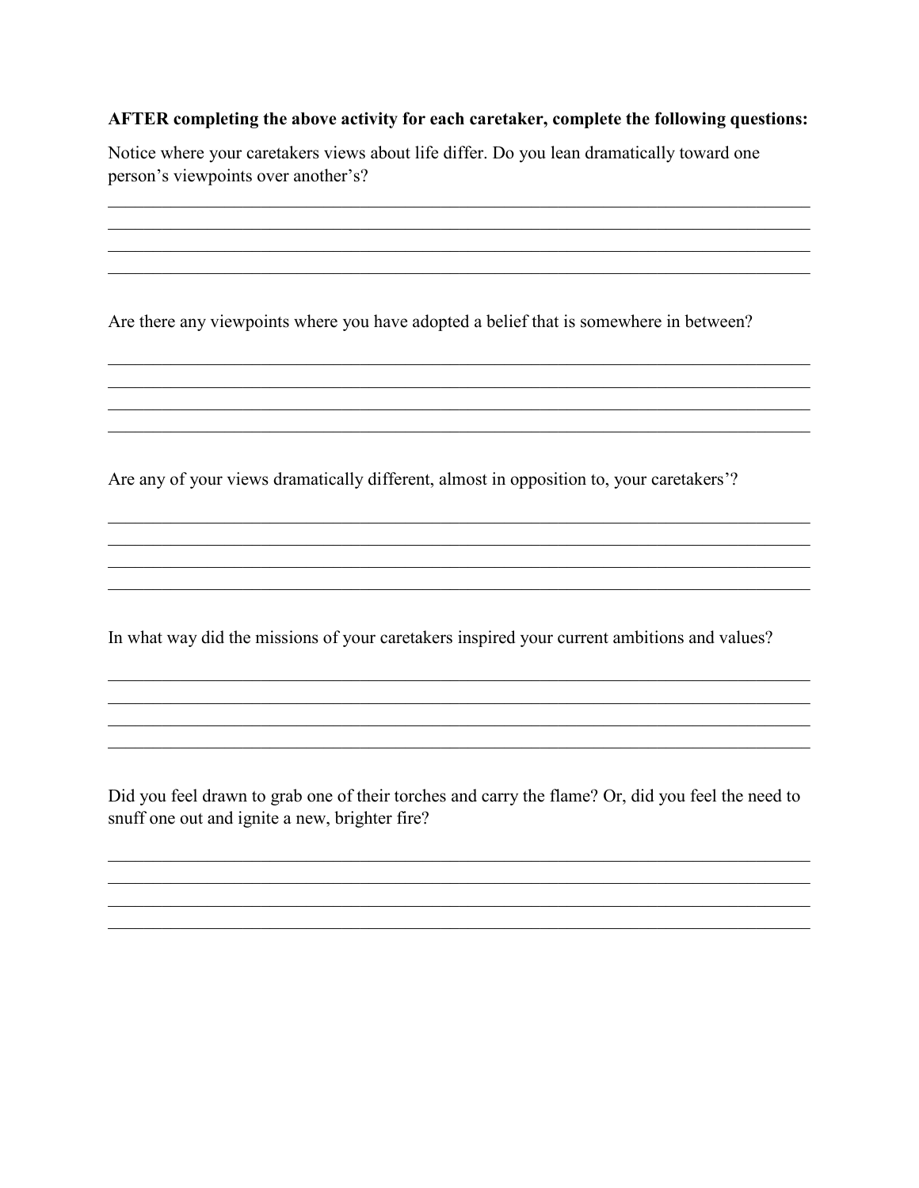**AFTER completing the above activity for each caretaker, complete the following questions:**

Notice where your caretakers views about life differ. Do you lean dramatically toward one person's viewpoints over another's?

\_\_\_\_\_\_\_\_\_\_\_\_\_\_\_\_\_\_\_\_\_\_\_\_\_\_\_\_\_\_\_\_\_\_\_\_\_\_\_\_\_\_\_\_\_\_\_\_\_\_\_\_\_\_\_\_\_\_\_\_\_\_\_\_\_\_\_\_\_\_\_\_

\_\_\_\_\_\_\_\_\_\_\_\_\_\_\_\_\_\_\_\_\_\_\_\_\_\_\_\_\_\_\_\_\_\_\_\_\_\_\_\_\_\_\_\_\_\_\_\_\_\_\_\_\_\_\_\_\_\_\_\_\_\_\_\_\_\_\_\_\_\_\_\_

\_\_\_\_\_\_\_\_\_\_\_\_\_\_\_\_\_\_\_\_\_\_\_\_\_\_\_\_\_\_\_\_\_\_\_\_\_\_\_\_\_\_\_\_\_\_\_\_\_\_\_\_\_\_\_\_\_\_\_\_\_\_\_\_\_\_\_\_\_\_\_\_

\_\_\_\_\_\_\_\_\_\_\_\_\_\_\_\_\_\_\_\_\_\_\_\_\_\_\_\_\_\_\_\_\_\_\_\_\_\_\_\_\_\_\_\_\_\_\_\_\_\_\_\_\_\_\_\_\_\_\_\_\_\_\_\_\_\_\_\_\_\_\_\_

Are there any viewpoints where you have adopted a belief that is somewhere in between?

\_\_\_\_\_\_\_\_\_\_\_\_\_\_\_\_\_\_\_\_\_\_\_\_\_\_\_\_\_\_\_\_\_\_\_\_\_\_\_\_\_\_\_\_\_\_\_\_\_\_\_\_\_\_\_\_\_\_\_\_\_\_\_\_\_\_\_\_\_\_\_\_

\_\_\_\_\_\_\_\_\_\_\_\_\_\_\_\_\_\_\_\_\_\_\_\_\_\_\_\_\_\_\_\_\_\_\_\_\_\_\_\_\_\_\_\_\_\_\_\_\_\_\_\_\_\_\_\_\_\_\_\_\_\_\_\_\_\_\_\_\_\_\_\_

\_\_\_\_\_\_\_\_\_\_\_\_\_\_\_\_\_\_\_\_\_\_\_\_\_\_\_\_\_\_\_\_\_\_\_\_\_\_\_\_\_\_\_\_\_\_\_\_\_\_\_\_\_\_\_\_\_\_\_\_\_\_\_\_\_\_\_\_\_\_\_\_

\_\_\_\_\_\_\_\_\_\_\_\_\_\_\_\_\_\_\_\_\_\_\_\_\_\_\_\_\_\_\_\_\_\_\_\_\_\_\_\_\_\_\_\_\_\_\_\_\_\_\_\_\_\_\_\_\_\_\_\_\_\_\_\_\_\_\_\_\_\_\_\_

Are any of your views dramatically different, almost in opposition to, your caretakers'?

\_\_\_\_\_\_\_\_\_\_\_\_\_\_\_\_\_\_\_\_\_\_\_\_\_\_\_\_\_\_\_\_\_\_\_\_\_\_\_\_\_\_\_\_\_\_\_\_\_\_\_\_\_\_\_\_\_\_\_\_\_\_\_\_\_\_\_\_\_\_\_\_

\_\_\_\_\_\_\_\_\_\_\_\_\_\_\_\_\_\_\_\_\_\_\_\_\_\_\_\_\_\_\_\_\_\_\_\_\_\_\_\_\_\_\_\_\_\_\_\_\_\_\_\_\_\_\_\_\_\_\_\_\_\_\_\_\_\_\_\_\_\_\_\_

\_\_\_\_\_\_\_\_\_\_\_\_\_\_\_\_\_\_\_\_\_\_\_\_\_\_\_\_\_\_\_\_\_\_\_\_\_\_\_\_\_\_\_\_\_\_\_\_\_\_\_\_\_\_\_\_\_\_\_\_\_\_\_\_\_\_\_\_\_\_\_\_

\_\_\_\_\_\_\_\_\_\_\_\_\_\_\_\_\_\_\_\_\_\_\_\_\_\_\_\_\_\_\_\_\_\_\_\_\_\_\_\_\_\_\_\_\_\_\_\_\_\_\_\_\_\_\_\_\_\_\_\_\_\_\_\_\_\_\_\_\_\_\_\_

In what way did the missions of your caretakers inspired your current ambitions and values?

\_\_\_\_\_\_\_\_\_\_\_\_\_\_\_\_\_\_\_\_\_\_\_\_\_\_\_\_\_\_\_\_\_\_\_\_\_\_\_\_\_\_\_\_\_\_\_\_\_\_\_\_\_\_\_\_\_\_\_\_\_\_\_\_\_\_\_\_\_\_\_\_

\_\_\_\_\_\_\_\_\_\_\_\_\_\_\_\_\_\_\_\_\_\_\_\_\_\_\_\_\_\_\_\_\_\_\_\_\_\_\_\_\_\_\_\_\_\_\_\_\_\_\_\_\_\_\_\_\_\_\_\_\_\_\_\_\_\_\_\_\_\_\_\_

\_\_\_\_\_\_\_\_\_\_\_\_\_\_\_\_\_\_\_\_\_\_\_\_\_\_\_\_\_\_\_\_\_\_\_\_\_\_\_\_\_\_\_\_\_\_\_\_\_\_\_\_\_\_\_\_\_\_\_\_\_\_\_\_\_\_\_\_\_\_\_\_

\_\_\_\_\_\_\_\_\_\_\_\_\_\_\_\_\_\_\_\_\_\_\_\_\_\_\_\_\_\_\_\_\_\_\_\_\_\_\_\_\_\_\_\_\_\_\_\_\_\_\_\_\_\_\_\_\_\_\_\_\_\_\_\_\_\_\_\_\_\_\_\_

Did you feel drawn to grab one of their torches and carry the flame? Or, did you feel the need to snuff one out and ignite a new, brighter fire?

\_\_\_\_\_\_\_\_\_\_\_\_\_\_\_\_\_\_\_\_\_\_\_\_\_\_\_\_\_\_\_\_\_\_\_\_\_\_\_\_\_\_\_\_\_\_\_\_\_\_\_\_\_\_\_\_\_\_\_\_\_\_\_\_\_\_\_\_\_\_\_\_

\_\_\_\_\_\_\_\_\_\_\_\_\_\_\_\_\_\_\_\_\_\_\_\_\_\_\_\_\_\_\_\_\_\_\_\_\_\_\_\_\_\_\_\_\_\_\_\_\_\_\_\_\_\_\_\_\_\_\_\_\_\_\_\_\_\_\_\_\_\_\_\_

\_\_\_\_\_\_\_\_\_\_\_\_\_\_\_\_\_\_\_\_\_\_\_\_\_\_\_\_\_\_\_\_\_\_\_\_\_\_\_\_\_\_\_\_\_\_\_\_\_\_\_\_\_\_\_\_\_\_\_\_\_\_\_\_\_\_\_\_\_\_\_\_

\_\_\_\_\_\_\_\_\_\_\_\_\_\_\_\_\_\_\_\_\_\_\_\_\_\_\_\_\_\_\_\_\_\_\_\_\_\_\_\_\_\_\_\_\_\_\_\_\_\_\_\_\_\_\_\_\_\_\_\_\_\_\_\_\_\_\_\_\_\_\_\_